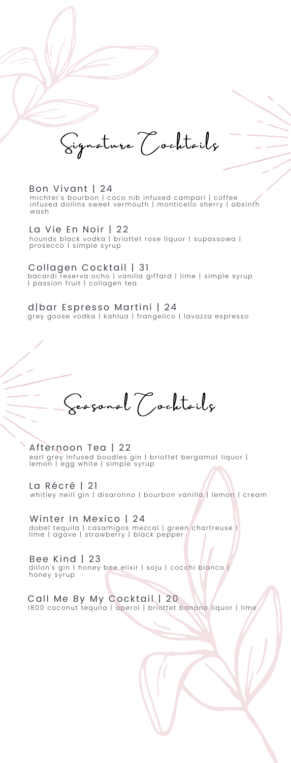# Signature Cocktails

**Bon Vivant | 24**
michter's bourbon | coco nib infused campari | coffee infused dollins sweet vermouth | monticello sherry | absinth wash

**La Vie En Noir | 22**
hounds black vodka | briottet rose liquor | supassowa | prosecco | simple syrup

**Collagen Cocktail | 31**
bacardi reserva ocho | vanilla giffard | lime | simple syrup | passion fruit | collagen tea

**d|bar Espresso Martini | 24**
grey goose vodka | kahlua | frangelico | lavazza espresso

# Seasonal Cocktails

**Afternoon Tea | 22**
earl grey infused boodles gin | briottet bergamot liquor | lemon | egg white | simple syrup

**La Récré | 21**
whitley neill gin | disaronno | bourbon vanilla | lemon | cream

**Winter In Mexico | 24**
dobel tequila | casamigos mezcal | green chartreuse | lime | agave | strawberry | black pepper

**Bee Kind | 23**
dillon's gin | honey bee elixir | soju | cocchi bianco | honey syrup

**Call Me By My Cocktail | 20**
1800 coconut tequila | aperol | briottet banana liquor | lime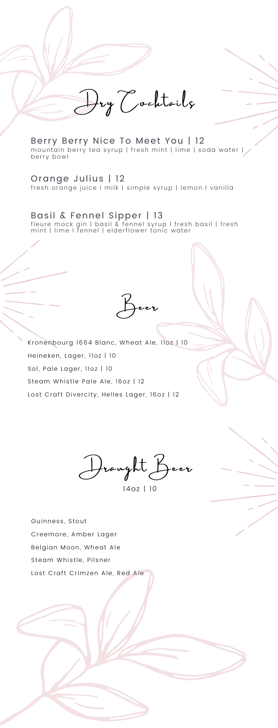# Dry Cocktails

Berry Berry Nice To Meet You | 12
mountain berry tea syrup | fresh mint | lime | soda water | berry bowl

Orange Julius | 12
fresh orange juice I milk | simple syrup | lemon I vanilla

Basil & Fennel Sipper | 13
fleure mock gin | basil & fennel syrup I fresh basil | fresh mint | lime I fennel | elderflower tonic water

# Beer

Kronenbourg 1664 Blanc, Wheat Ale, 11oz | 10

Heineken, Lager, 11oz | 10

Sol, Pale Lager, 11oz | 10

Steam Whistle Pale Ale, 16oz | 12

Lost Craft Divercity, Helles Lager, 16oz | 12

# Draught Beer

14oz | 10

Guinness, Stout

Creemore, Amber Lager

Belgian Moon, Wheat Ale

Steam Whistle, Pilsner

Lost Craft Crimzen Ale, Red Ale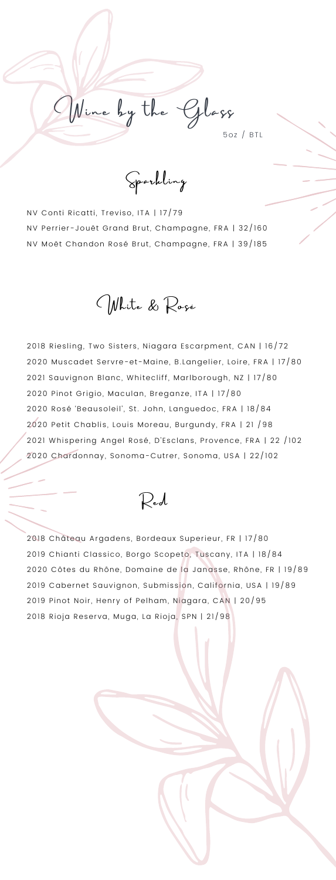# Wine by the Glass

5oz / BTL

## Sparkling

NV Conti Ricatti, Treviso, ITA | 17/79
NV Perrier-Jouët Grand Brut, Champagne, FRA | 32/160
NV Moët Chandon Rosé Brut, Champagne, FRA | 39/185

## White & Rosé

2018 Riesling, Two Sisters, Niagara Escarpment, CAN | 16/72
2020 Muscadet Servre-et-Maine, B.Langelier, Loire, FRA | 17/80
2021 Sauvignon Blanc, Whitecliff, Marlborough, NZ | 17/80
2020 Pinot Grigio, Maculan, Breganze, ITA | 17/80
2020 Rosé 'Beausoleil', St. John, Languedoc, FRA | 18/84
2020 Petit Chablis, Louis Moreau, Burgundy, FRA | 21 /98
2021 Whispering Angel Rosé, D'Esclans, Provence, FRA | 22 /102
2020 Chardonnay, Sonoma-Cutrer, Sonoma, USA | 22/102

## Red

2018 Château Argadens, Bordeaux Superieur, FR | 17/80
2019 Chianti Classico, Borgo Scopeto, Tuscany, ITA | 18/84
2020 Côtes du Rhône, Domaine de la Janasse, Rhône, FR | 19/89
2019 Cabernet Sauvignon, Submission, California, USA | 19/89
2019 Pinot Noir, Henry of Pelham, Niagara, CAN | 20/95
2018 Rioja Reserva, Muga, La Rioja, SPN | 21/98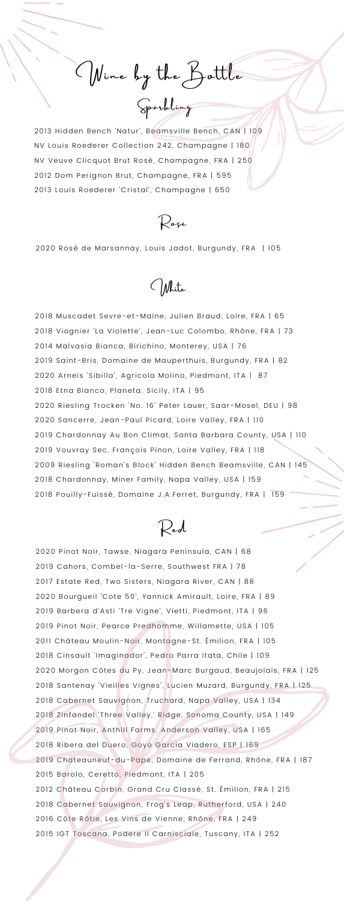# Wine by the Bottle

## Sparkling

2013 Hidden Bench 'Natur', Beamsville Bench, CAN | 109
NV Louis Roederer Collection 242, Champagne | 180
NV Veuve Clicquot Brut Rosé, Champagne, FRA | 250
2012 Dom Perignon Brut, Champagne, FRA | 595
2013 Louis Roederer 'Cristal', Champagne | 650

## Rosé

2020 Rosé de Marsannay, Louis Jadot, Burgundy, FRA | 105

## White

2018 Muscadet Sevre-et-Maine, Julien Braud, Loire, FRA | 65
2018 Viognier 'La Violette', Jean-Luc Colombo, Rhône, FRA | 73
2014 Malvasia Bianca, Birichino, Monterey, USA | 76
2019 Saint-Bris, Domaine de Mauperthuis, Burgundy, FRA | 82
2020 Arneis 'Sibilla', Agricola Molino, Piedmont, ITA | 87
2018 Etna Bianco, Planeta. Sicily, ITA | 95
2020 Riesling Trocken 'No. 16' Peter Lauer, Saar-Mosel, DEU | 98
2020 Sancerre, Jean-Paul Picard, Loire Valley, FRA | 110
2019 Chardonnay Au Bon Climat, Santa Barbara County, USA | 110
2019 Vouvray Sec, François Pinon, Loire Valley, FRA | 118
2009 Riesling 'Roman's Block' Hidden Bench Beamsville, CAN | 145
2018 Chardonnay, Miner Family, Napa Valley, USA | 159
2018 Pouilly-Fuissé, Domaine J.A.Ferret, Burgundy, FRA | 159

## Red

2020 Pinot Noir, Tawse, Niagara Peninsula, CAN | 68
2019 Cahors, Combel-la-Serre, Southwest FRA | 78
2017 Estate Red, Two Sisters, Niagara River, CAN | 88
2020 Bourgueil 'Cote 50', Yannick Amirault, Loire, FRA | 89
2019 Barbera d'Asti 'Tre Vigne', Vietti, Piedmont, ITA | 96
2019 Pinot Noir, Pearce Predhomme, Willamette, USA | 105
2011 Château Moulin-Noir, Montagne-St. Émilion, FRA | 105
2018 Cinsault 'Imaginador', Pedro Parra Itata, Chile | 109
2020 Morgon Côtes du Py, Jean-Marc Burgaud, Beaujolais, FRA | 125
2018 Santenay 'Vieilles Vignes', Lucien Muzard, Burgundy, FRA | 125
2018 Cabernet Sauvignon, Truchard, Napa Valley, USA | 134
2018 Zinfandel 'Three Valley,' Ridge, Sonoma County, USA | 149
2019 Pinot Noir, Anthill Farms, Anderson Valley, USA | 165
2018 Ribera del Duero, Goyo Garcia Viadero, ESP | 169
2019 Chateauneuf-du-Pape, Domaine de Ferrand, Rhône, FRA | 187
2015 Barolo, Ceretto, Piedmont, ITA | 205
2012 Château Corbin, Grand Cru Classé, St. Émilion, FRA | 215
2018 Cabernet Sauvignon, Frog's Leap, Rutherford, USA | 240
2016 Côte Rôtie, Les Vins de Vienne, Rhône, FRA | 249
2015 IGT Toscana, Podere Il Carnisciale, Tuscany, ITA | 252